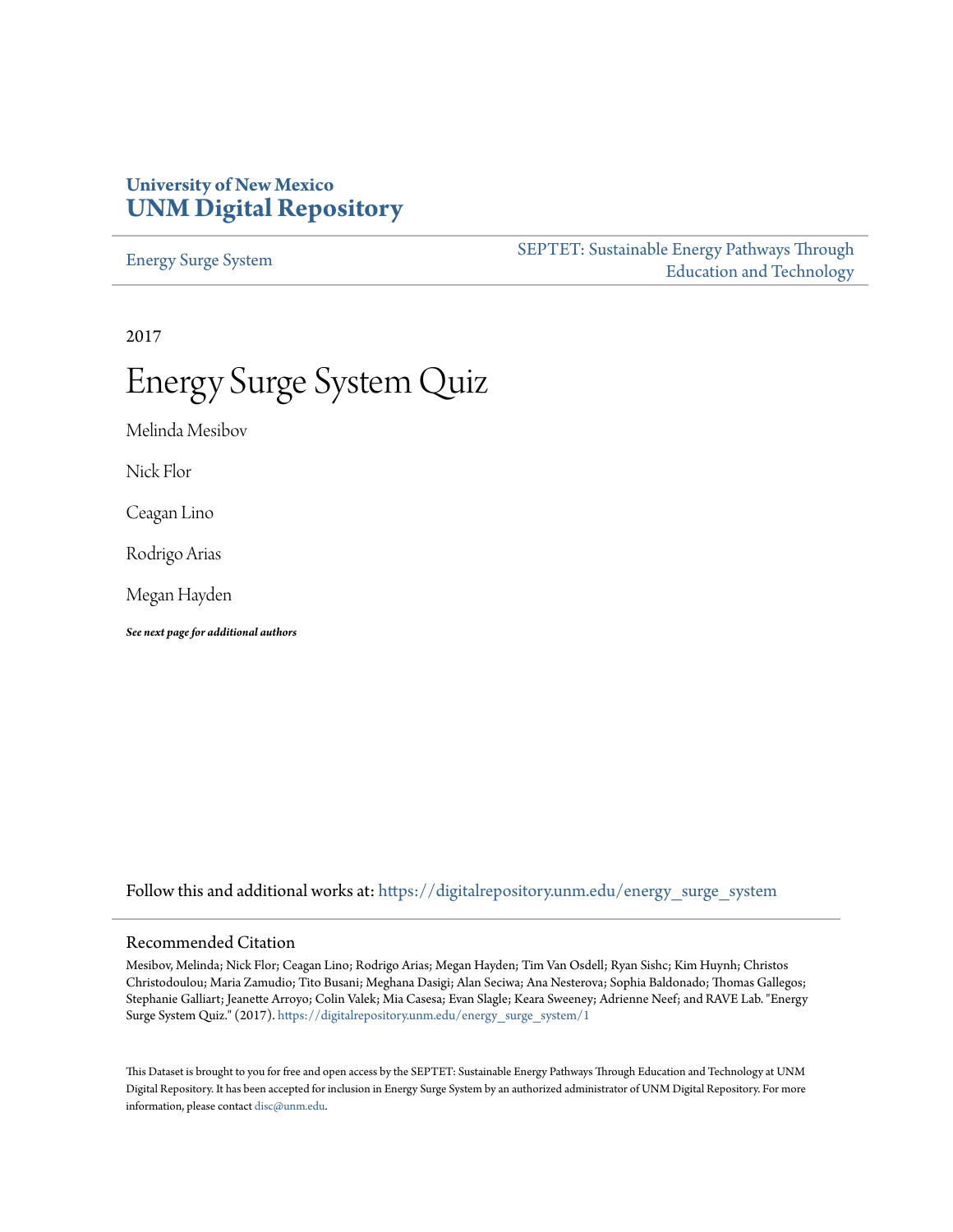**University of New Mexico**
**UNM Digital Repository**

Energy Surge System | SEPTET: Sustainable Energy Pathways Through Education and Technology

2017

# Energy Surge System Quiz

Melinda Mesibov

Nick Flor

Ceagan Lino

Rodrigo Arias

Megan Hayden

***See next page for additional authors***

Follow this and additional works at: https://digitalrepository.unm.edu/energy_surge_system

## Recommended Citation

Mesibov, Melinda; Nick Flor; Ceagan Lino; Rodrigo Arias; Megan Hayden; Tim Van Osdell; Ryan Sishc; Kim Huynh; Christos Christodoulou; Maria Zamudio; Tito Busani; Meghana Dasigi; Alan Seciwa; Ana Nesterova; Sophia Baldonado; Thomas Gallegos; Stephanie Galliart; Jeanette Arroyo; Colin Valek; Mia Casesa; Evan Slagle; Keara Sweeney; Adrienne Neef; and RAVE Lab. "Energy Surge System Quiz." (2017). https://digitalrepository.unm.edu/energy_surge_system/1

This Dataset is brought to you for free and open access by the SEPTET: Sustainable Energy Pathways Through Education and Technology at UNM Digital Repository. It has been accepted for inclusion in Energy Surge System by an authorized administrator of UNM Digital Repository. For more information, please contact disc@unm.edu.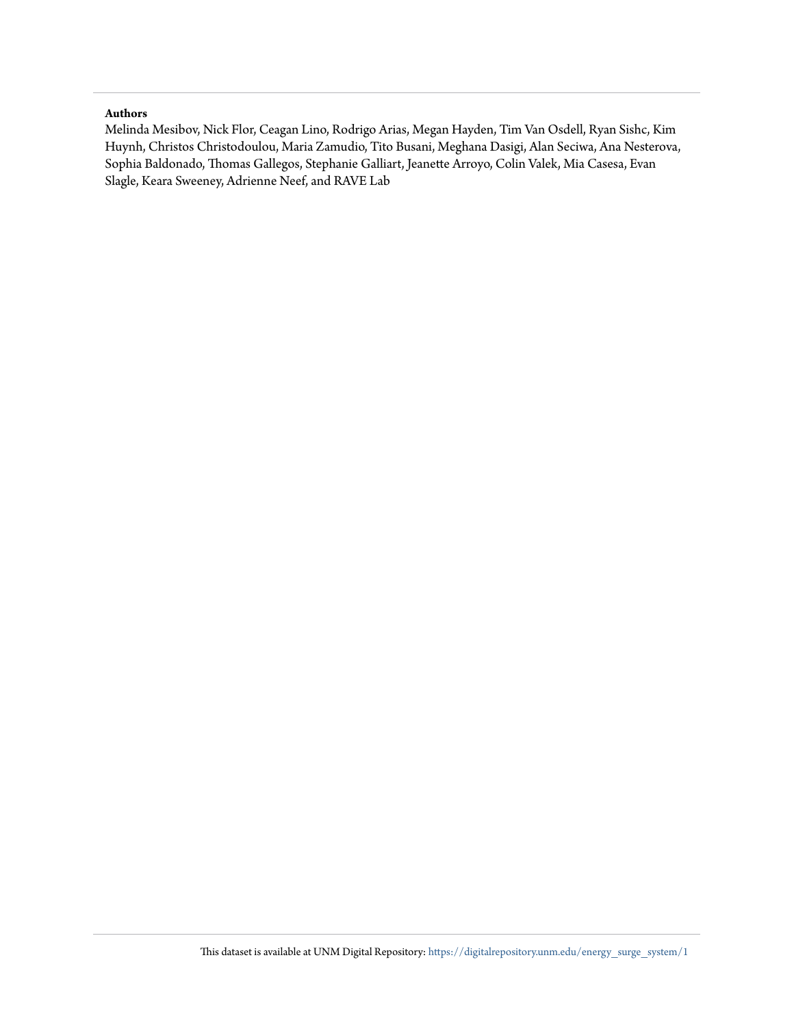**Authors**

Melinda Mesibov, Nick Flor, Ceagan Lino, Rodrigo Arias, Megan Hayden, Tim Van Osdell, Ryan Sishc, Kim Huynh, Christos Christodoulou, Maria Zamudio, Tito Busani, Meghana Dasigi, Alan Seciwa, Ana Nesterova, Sophia Baldonado, Thomas Gallegos, Stephanie Galliart, Jeanette Arroyo, Colin Valek, Mia Casesa, Evan Slagle, Keara Sweeney, Adrienne Neef, and RAVE Lab

This dataset is available at UNM Digital Repository: https://digitalrepository.unm.edu/energy_surge_system/1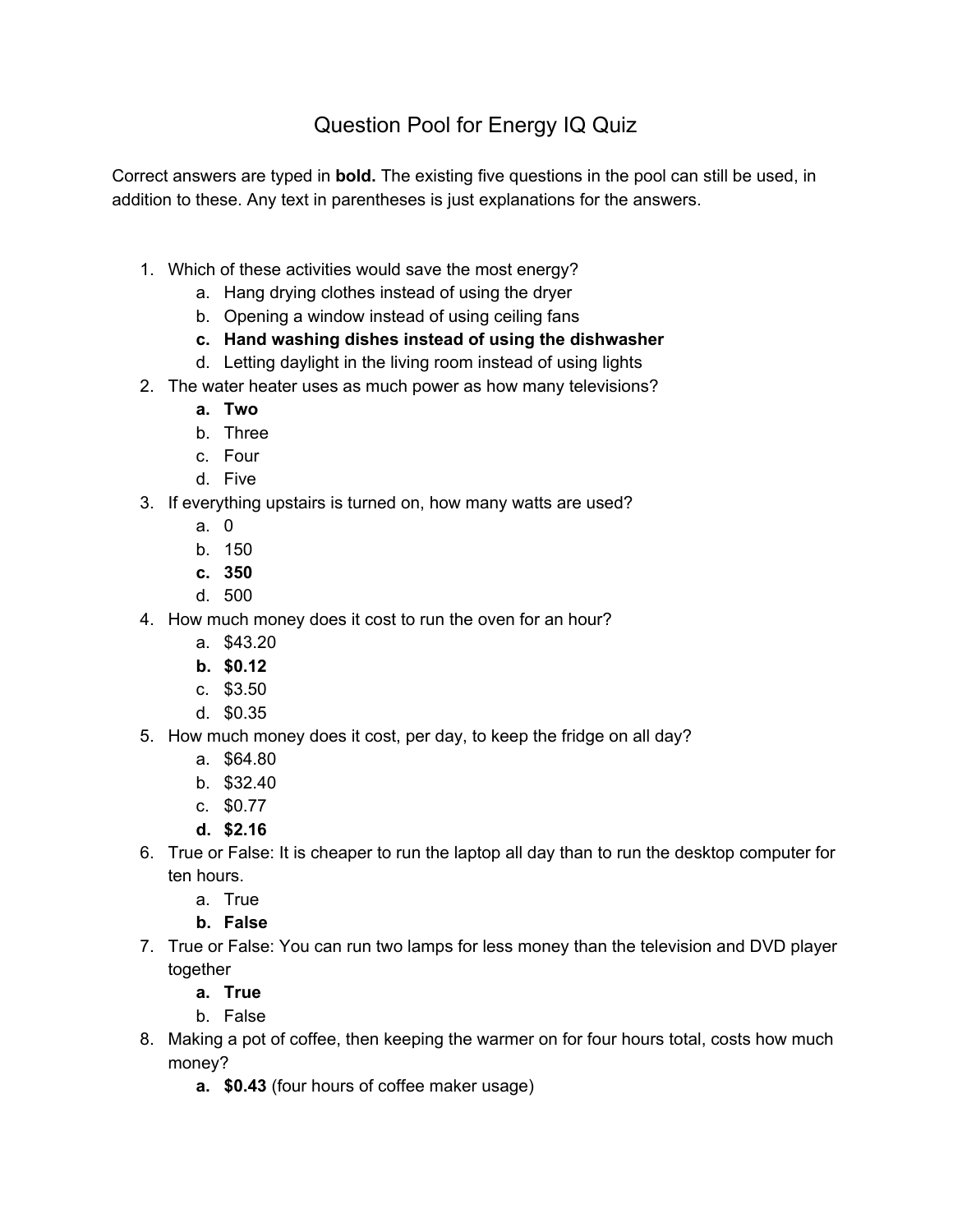# Question Pool for Energy IQ Quiz

Correct answers are typed in **bold.** The existing five questions in the pool can still be used, in addition to these. Any text in parentheses is just explanations for the answers.

1. Which of these activities would save the most energy?
    a. Hang drying clothes instead of using the dryer
    b. Opening a window instead of using ceiling fans
    **c. Hand washing dishes instead of using the dishwasher**
    d. Letting daylight in the living room instead of using lights
2. The water heater uses as much power as how many televisions?
    **a. Two**
    b. Three
    c. Four
    d. Five
3. If everything upstairs is turned on, how many watts are used?
    a. 0
    b. 150
    **c. 350**
    d. 500
4. How much money does it cost to run the oven for an hour?
    a. $43.20
    **b. $0.12**
    c. $3.50
    d. $0.35
5. How much money does it cost, per day, to keep the fridge on all day?
    a. $64.80
    b. $32.40
    c. $0.77
    **d. $2.16**
6. True or False: It is cheaper to run the laptop all day than to run the desktop computer for ten hours.
    a. True
    **b. False**
7. True or False: You can run two lamps for less money than the television and DVD player together
    **a. True**
    b. False
8. Making a pot of coffee, then keeping the warmer on for four hours total, costs how much money?
    **a. $0.43** (four hours of coffee maker usage)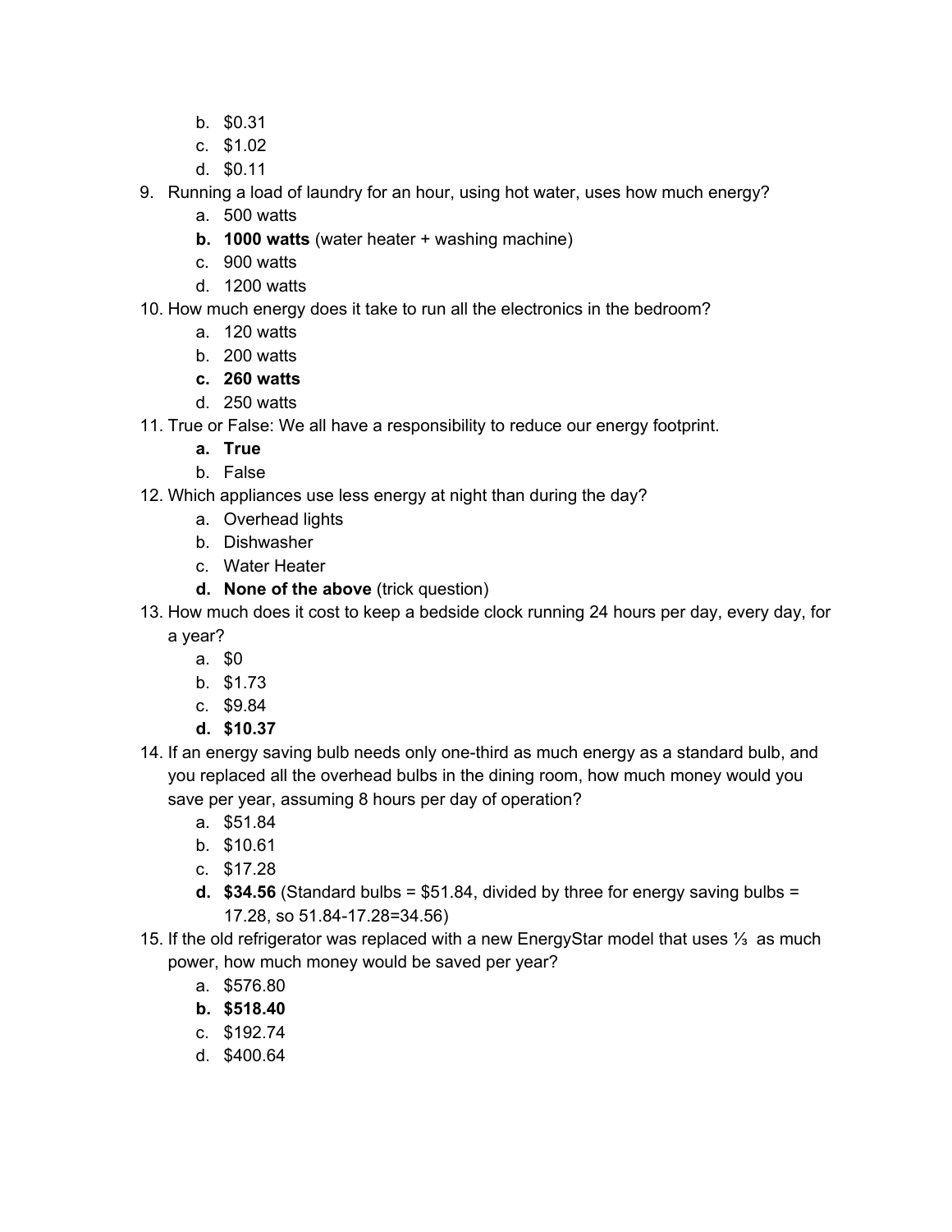b. $0.31
   c. $1.02
   d. $0.11

9. Running a load of laundry for an hour, using hot water, uses how much energy?
   a. 500 watts
   b. **1000 watts** (water heater + washing machine)
   c. 900 watts
   d. 1200 watts
10. How much energy does it take to run all the electronics in the bedroom?
    a. 120 watts
    b. 200 watts
    c. **260 watts**
    d. 250 watts
11. True or False: We all have a responsibility to reduce our energy footprint.
    a. **True**
    b. False
12. Which appliances use less energy at night than during the day?
    a. Overhead lights
    b. Dishwasher
    c. Water Heater
    d. **None of the above** (trick question)
13. How much does it cost to keep a bedside clock running 24 hours per day, every day, for a year?
    a. $0
    b. $1.73
    c. $9.84
    d. **$10.37**
14. If an energy saving bulb needs only one-third as much energy as a standard bulb, and you replaced all the overhead bulbs in the dining room, how much money would you save per year, assuming 8 hours per day of operation?
    a. $51.84
    b. $10.61
    c. $17.28
    d. **$34.56** (Standard bulbs = $51.84, divided by three for energy saving bulbs = 17.28, so 51.84-17.28=34.56)
15. If the old refrigerator was replaced with a new EnergyStar model that uses ⅓ as much power, how much money would be saved per year?
    a. $576.80
    b. **$518.40**
    c. $192.74
    d. $400.64